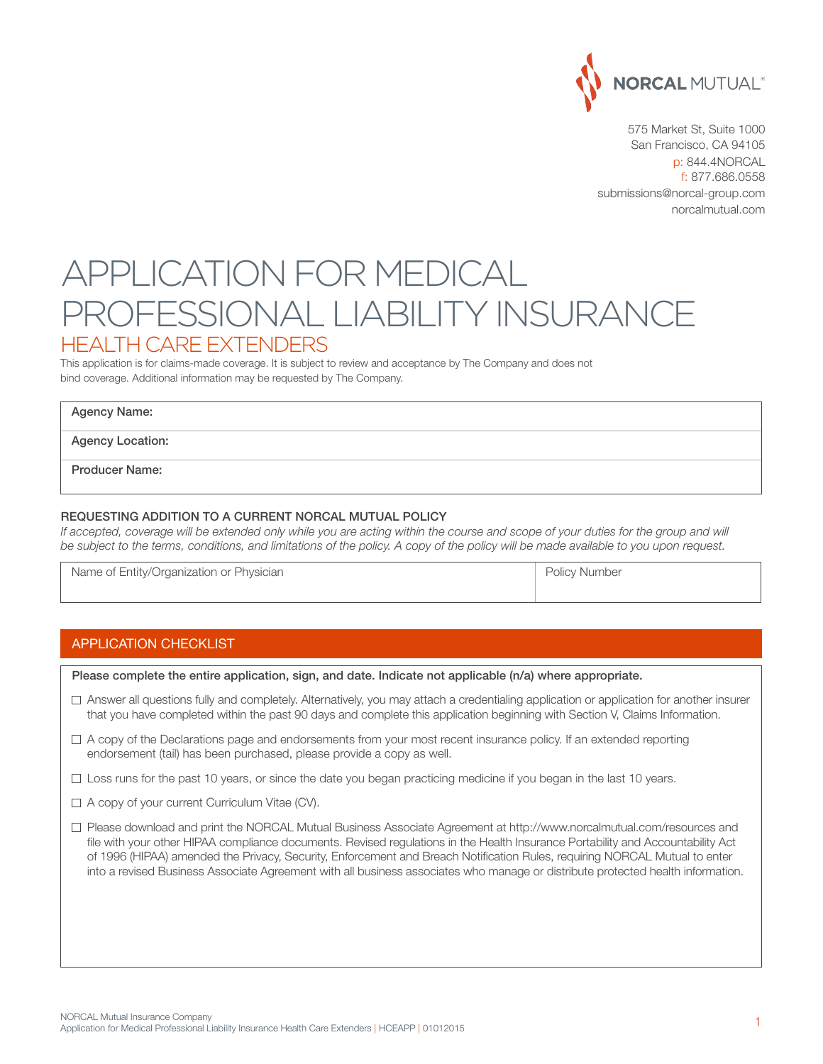NORCAL MUTUAL®

575 Market St, Suite 1000
San Francisco, CA 94105
p: 844.4NORCAL
f: 877.686.0558
submissions@norcal-group.com
norcalmutual.com

# APPLICATION FOR MEDICAL PROFESSIONAL LIABILITY INSURANCE

## HEALTH CARE EXTENDERS

This application is for claims-made coverage. It is subject to review and acceptance by The Company and does not bind coverage. Additional information may be requested by The Company.

| |
|---|
| **Agency Name:** |
| **Agency Location:** |
| **Producer Name:** |

### REQUESTING ADDITION TO A CURRENT NORCAL MUTUAL POLICY

*If accepted, coverage will be extended only while you are acting within the course and scope of your duties for the group and will be subject to the terms, conditions, and limitations of the policy. A copy of the policy will be made available to you upon request.*

| Name of Entity/Organization or Physician | Policy Number |
|---|---|
| | |

## APPLICATION CHECKLIST

**Please complete the entire application, sign, and date. Indicate not applicable (n/a) where appropriate.**

- ☐ Answer all questions fully and completely. Alternatively, you may attach a credentialing application or application for another insurer that you have completed within the past 90 days and complete this application beginning with Section V, Claims Information.
- ☐ A copy of the Declarations page and endorsements from your most recent insurance policy. If an extended reporting endorsement (tail) has been purchased, please provide a copy as well.
- ☐ Loss runs for the past 10 years, or since the date you began practicing medicine if you began in the last 10 years.
- ☐ A copy of your current Curriculum Vitae (CV).
- ☐ Please download and print the NORCAL Mutual Business Associate Agreement at http://www.norcalmutual.com/resources and file with your other HIPAA compliance documents. Revised regulations in the Health Insurance Portability and Accountability Act of 1996 (HIPAA) amended the Privacy, Security, Enforcement and Breach Notification Rules, requiring NORCAL Mutual to enter into a revised Business Associate Agreement with all business associates who manage or distribute protected health information.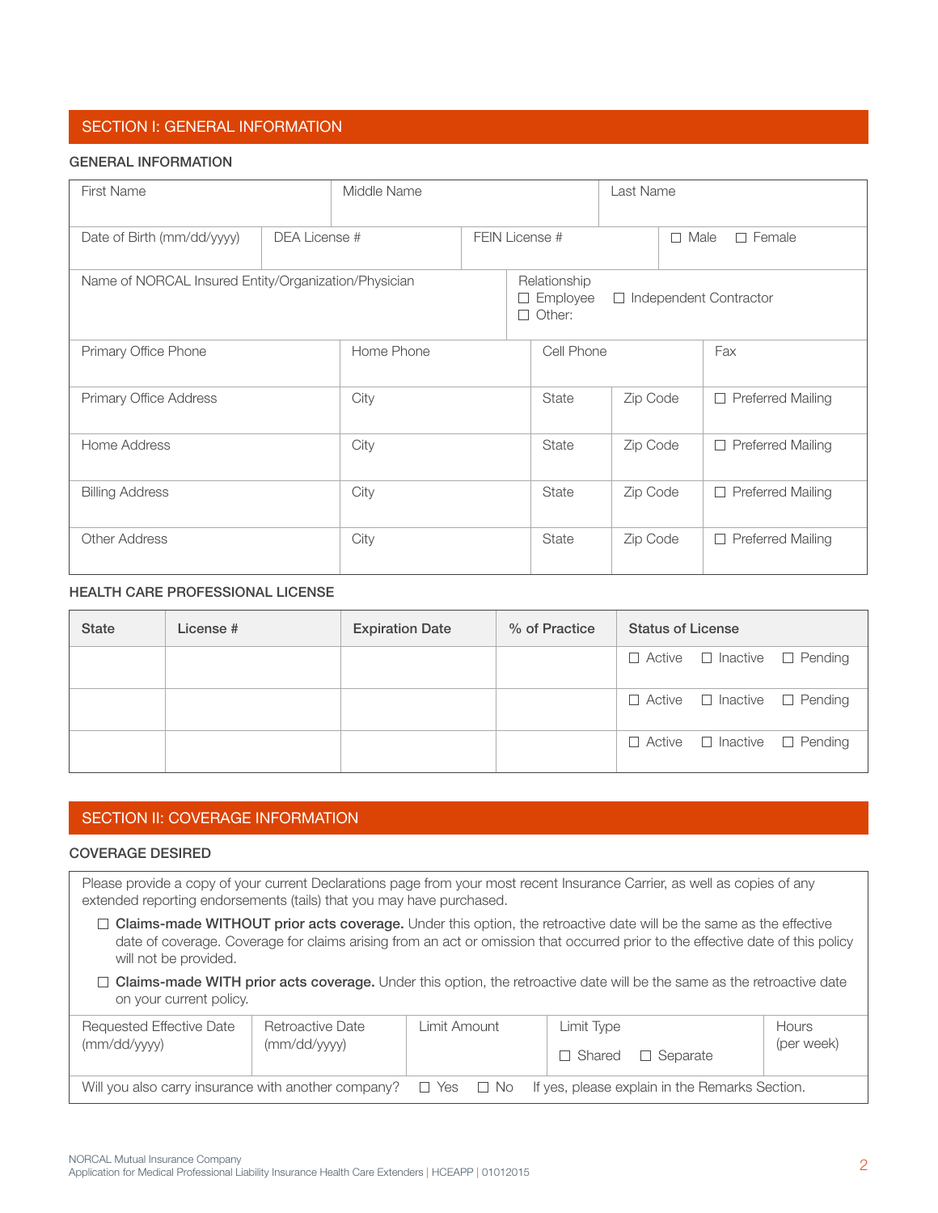## SECTION I: GENERAL INFORMATION

### GENERAL INFORMATION

| First Name | Middle Name | Last Name |
|---|---|---|
| | | |

| Date of Birth (mm/dd/yyyy) | DEA License # | FEIN License # | ☐ Male ☐ Female |
|---|---|---|---|
| | | | |

| Name of NORCAL Insured Entity/Organization/Physician | Relationship ☐ Employee ☐ Independent Contractor ☐ Other: |
|---|---|
| | |

| Primary Office Phone | Home Phone | Cell Phone | Fax |
|---|---|---|---|
| | | | |

| Address | City | State | Zip Code | |
|---|---|---|---|---|
| Primary Office Address | City | State | Zip Code | ☐ Preferred Mailing |
| Home Address | City | State | Zip Code | ☐ Preferred Mailing |
| Billing Address | City | State | Zip Code | ☐ Preferred Mailing |
| Other Address | City | State | Zip Code | ☐ Preferred Mailing |

### HEALTH CARE PROFESSIONAL LICENSE

| State | License # | Expiration Date | % of Practice | Status of License |
|---|---|---|---|---|
| | | | | ☐ Active ☐ Inactive ☐ Pending |
| | | | | ☐ Active ☐ Inactive ☐ Pending |
| | | | | ☐ Active ☐ Inactive ☐ Pending |

## SECTION II: COVERAGE INFORMATION

### COVERAGE DESIRED

Please provide a copy of your current Declarations page from your most recent Insurance Carrier, as well as copies of any extended reporting endorsements (tails) that you may have purchased.

☐ **Claims-made WITHOUT prior acts coverage.** Under this option, the retroactive date will be the same as the effective date of coverage. Coverage for claims arising from an act or omission that occurred prior to the effective date of this policy will not be provided.

☐ **Claims-made WITH prior acts coverage.** Under this option, the retroactive date will be the same as the retroactive date on your current policy.

| Requested Effective Date (mm/dd/yyyy) | Retroactive Date (mm/dd/yyyy) | Limit Amount | Limit Type ☐ Shared ☐ Separate | Hours (per week) |
|---|---|---|---|---|
| | | | | |

Will you also carry insurance with another company? ☐ Yes ☐ No If yes, please explain in the Remarks Section.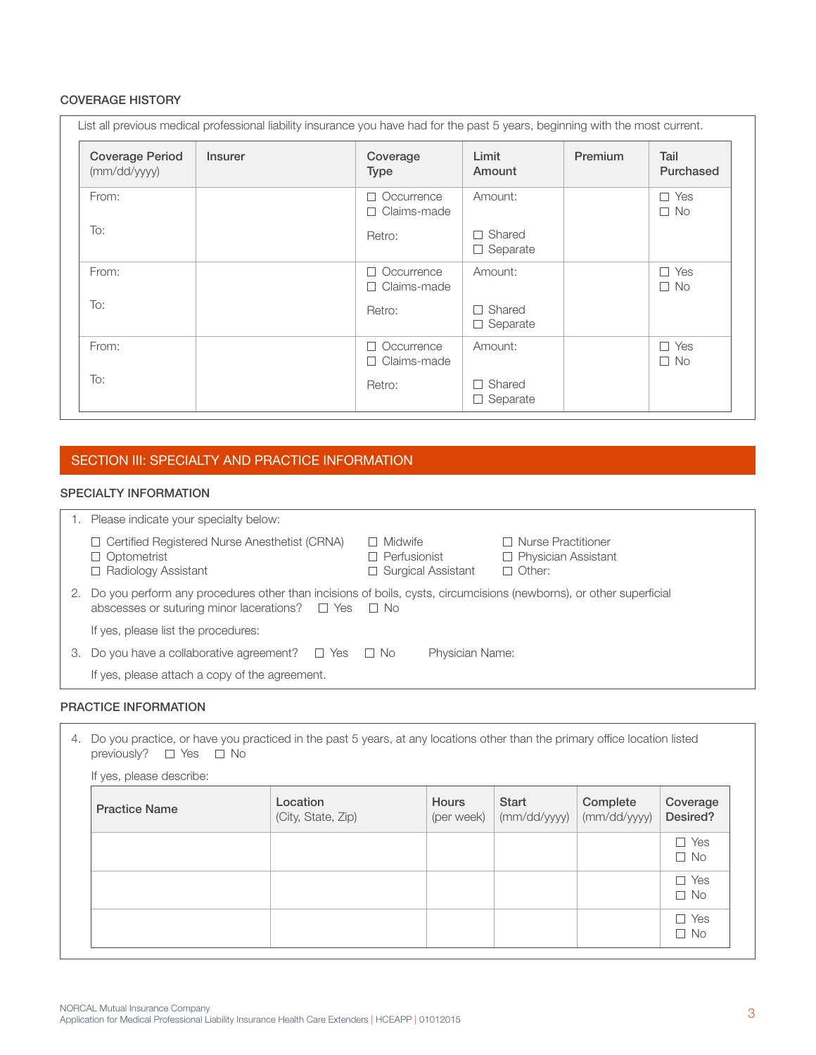### COVERAGE HISTORY

List all previous medical professional liability insurance you have had for the past 5 years, beginning with the most current.

| Coverage Period (mm/dd/yyyy) | Insurer | Coverage Type | Limit Amount | Premium | Tail Purchased |
|---|---|---|---|---|---|
| From:<br><br>To: | | ☐ Occurrence<br>☐ Claims-made<br><br>Retro: | Amount:<br><br>☐ Shared<br>☐ Separate | | ☐ Yes<br>☐ No |
| From:<br><br>To: | | ☐ Occurrence<br>☐ Claims-made<br><br>Retro: | Amount:<br><br>☐ Shared<br>☐ Separate | | ☐ Yes<br>☐ No |
| From:<br><br>To: | | ☐ Occurrence<br>☐ Claims-made<br><br>Retro: | Amount:<br><br>☐ Shared<br>☐ Separate | | ☐ Yes<br>☐ No |

## SECTION III: SPECIALTY AND PRACTICE INFORMATION

### SPECIALTY INFORMATION

1. Please indicate your specialty below:

   ☐ Certified Registered Nurse Anesthetist (CRNA)
   ☐ Optometrist
   ☐ Radiology Assistant
   ☐ Midwife
   ☐ Perfusionist
   ☐ Surgical Assistant
   ☐ Nurse Practitioner
   ☐ Physician Assistant
   ☐ Other:

2. Do you perform any procedures other than incisions of boils, cysts, circumcisions (newborns), or other superficial abscesses or suturing minor lacerations? ☐ Yes ☐ No

   If yes, please list the procedures:

3. Do you have a collaborative agreement? ☐ Yes ☐ No Physician Name:

   If yes, please attach a copy of the agreement.

### PRACTICE INFORMATION

4. Do you practice, or have you practiced in the past 5 years, at any locations other than the primary office location listed previously? ☐ Yes ☐ No

   If yes, please describe:

| Practice Name | Location (City, State, Zip) | Hours (per week) | Start (mm/dd/yyyy) | Complete (mm/dd/yyyy) | Coverage Desired? |
|---|---|---|---|---|---|
| | | | | | ☐ Yes<br>☐ No |
| | | | | | ☐ Yes<br>☐ No |
| | | | | | ☐ Yes<br>☐ No |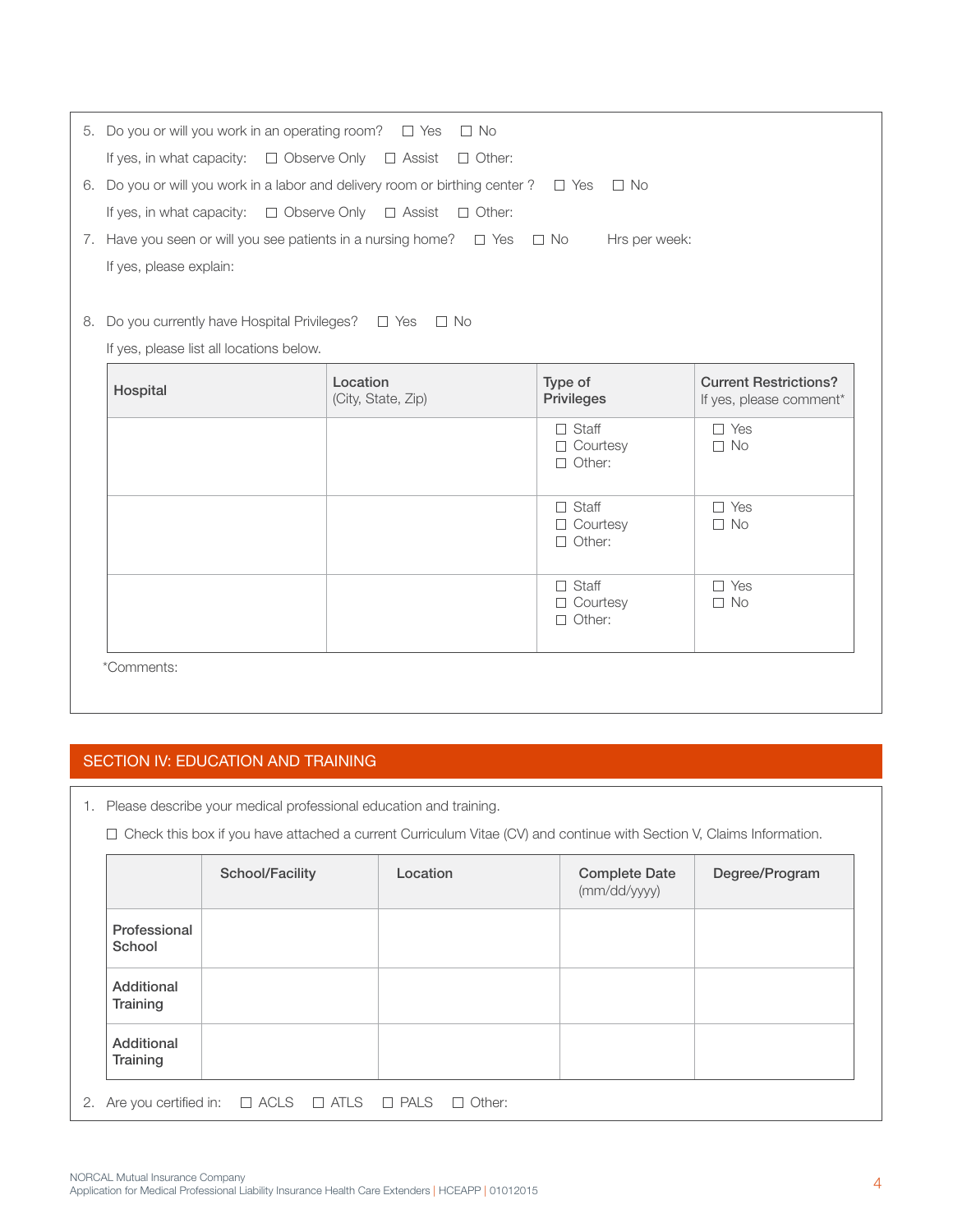5. Do you or will you work in an operating room? ☐ Yes ☐ No

   If yes, in what capacity: ☐ Observe Only ☐ Assist ☐ Other:

6. Do you or will you work in a labor and delivery room or birthing center ? ☐ Yes ☐ No

   If yes, in what capacity: ☐ Observe Only ☐ Assist ☐ Other:

7. Have you seen or will you see patients in a nursing home? ☐ Yes ☐ No Hrs per week:

   If yes, please explain:

8. Do you currently have Hospital Privileges? ☐ Yes ☐ No

   If yes, please list all locations below.

| Hospital | Location (City, State, Zip) | Type of Privileges | Current Restrictions? If yes, please comment* |
|---|---|---|---|
| | | ☐ Staff<br>☐ Courtesy<br>☐ Other: | ☐ Yes<br>☐ No |
| | | ☐ Staff<br>☐ Courtesy<br>☐ Other: | ☐ Yes<br>☐ No |
| | | ☐ Staff<br>☐ Courtesy<br>☐ Other: | ☐ Yes<br>☐ No |

*Comments:

## SECTION IV: EDUCATION AND TRAINING

1. Please describe your medical professional education and training.

   ☐ Check this box if you have attached a current Curriculum Vitae (CV) and continue with Section V, Claims Information.

| | School/Facility | Location | Complete Date (mm/dd/yyyy) | Degree/Program |
|---|---|---|---|---|
| Professional School | | | | |
| Additional Training | | | | |
| Additional Training | | | | |

2. Are you certified in: ☐ ACLS ☐ ATLS ☐ PALS ☐ Other:

NORCAL Mutual Insurance Company
Application for Medical Professional Liability Insurance Health Care Extenders | HCEAPP | 01012015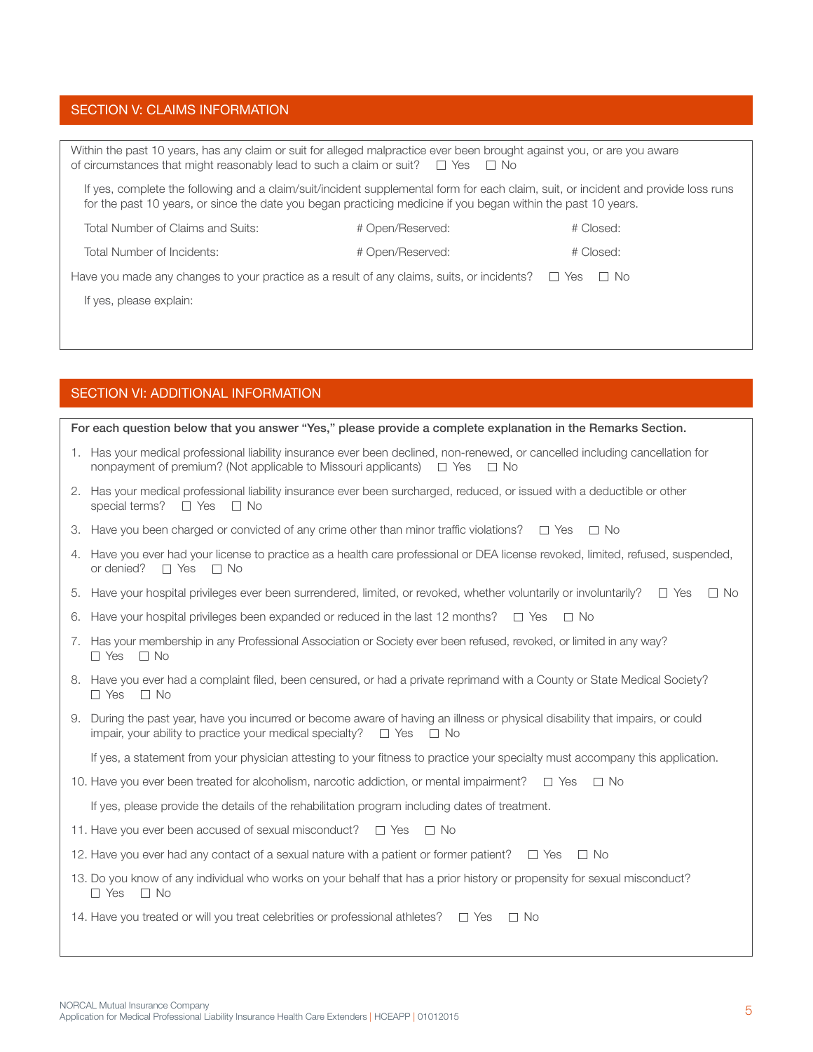## SECTION V: CLAIMS INFORMATION

Within the past 10 years, has any claim or suit for alleged malpractice ever been brought against you, or are you aware of circumstances that might reasonably lead to such a claim or suit? ☐ Yes ☐ No

If yes, complete the following and a claim/suit/incident supplemental form for each claim, suit, or incident and provide loss runs for the past 10 years, or since the date you began practicing medicine if you began within the past 10 years.

| | | |
|---|---|---|
| Total Number of Claims and Suits: | # Open/Reserved: | # Closed: |
| Total Number of Incidents: | # Open/Reserved: | # Closed: |

Have you made any changes to your practice as a result of any claims, suits, or incidents? ☐ Yes ☐ No

If yes, please explain:

## SECTION VI: ADDITIONAL INFORMATION

**For each question below that you answer "Yes," please provide a complete explanation in the Remarks Section.**

1. Has your medical professional liability insurance ever been declined, non-renewed, or cancelled including cancellation for nonpayment of premium? (Not applicable to Missouri applicants) ☐ Yes ☐ No
2. Has your medical professional liability insurance ever been surcharged, reduced, or issued with a deductible or other special terms? ☐ Yes ☐ No
3. Have you been charged or convicted of any crime other than minor traffic violations? ☐ Yes ☐ No
4. Have you ever had your license to practice as a health care professional or DEA license revoked, limited, refused, suspended, or denied? ☐ Yes ☐ No
5. Have your hospital privileges ever been surrendered, limited, or revoked, whether voluntarily or involuntarily? ☐ Yes ☐ No
6. Have your hospital privileges been expanded or reduced in the last 12 months? ☐ Yes ☐ No
7. Has your membership in any Professional Association or Society ever been refused, revoked, or limited in any way? ☐ Yes ☐ No
8. Have you ever had a complaint filed, been censured, or had a private reprimand with a County or State Medical Society? ☐ Yes ☐ No
9. During the past year, have you incurred or become aware of having an illness or physical disability that impairs, or could impair, your ability to practice your medical specialty? ☐ Yes ☐ No

   If yes, a statement from your physician attesting to your fitness to practice your specialty must accompany this application.
10. Have you ever been treated for alcoholism, narcotic addiction, or mental impairment? ☐ Yes ☐ No

    If yes, please provide the details of the rehabilitation program including dates of treatment.
11. Have you ever been accused of sexual misconduct? ☐ Yes ☐ No
12. Have you ever had any contact of a sexual nature with a patient or former patient? ☐ Yes ☐ No
13. Do you know of any individual who works on your behalf that has a prior history or propensity for sexual misconduct? ☐ Yes ☐ No
14. Have you treated or will you treat celebrities or professional athletes? ☐ Yes ☐ No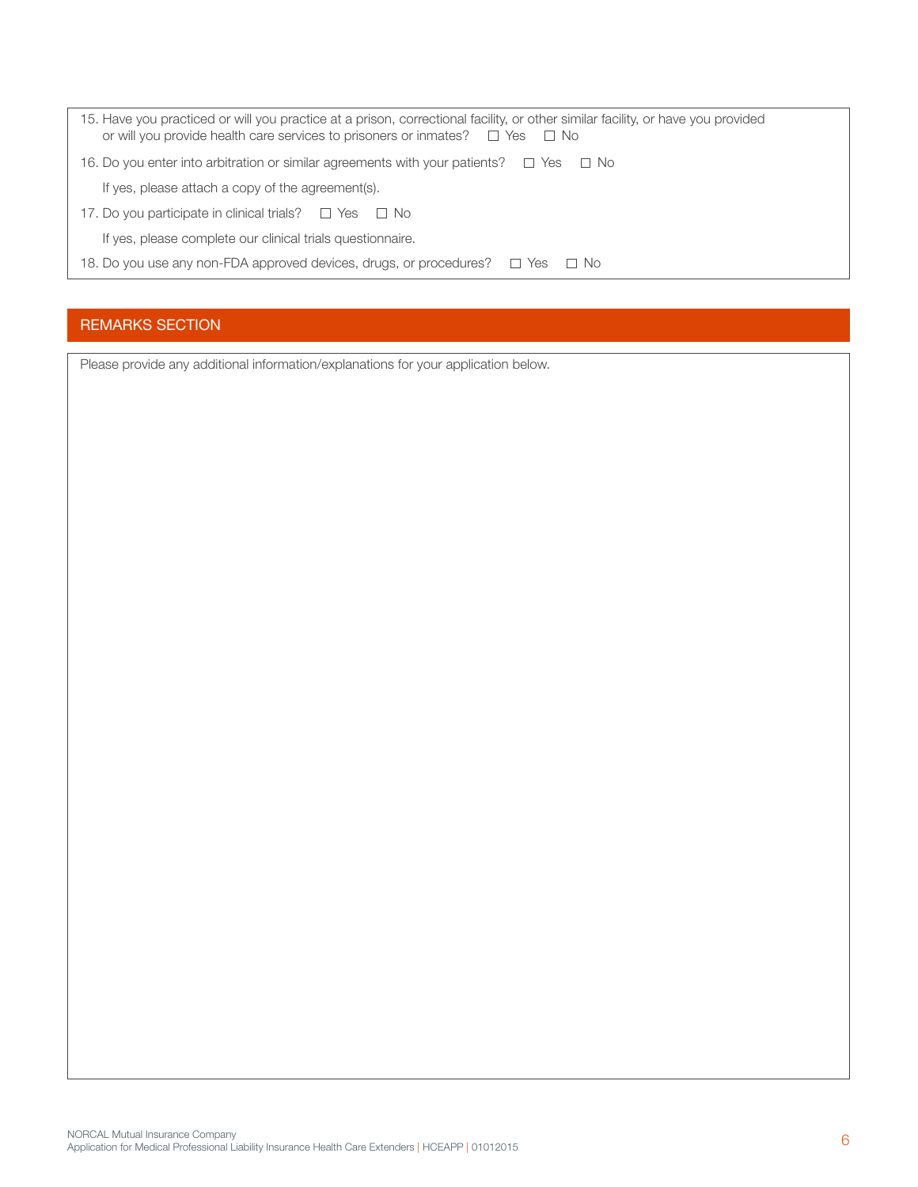15. Have you practiced or will you practice at a prison, correctional facility, or other similar facility, or have you provided or will you provide health care services to prisoners or inmates? ☐ Yes ☐ No

16. Do you enter into arbitration or similar agreements with your patients? ☐ Yes ☐ No

    If yes, please attach a copy of the agreement(s).

17. Do you participate in clinical trials? ☐ Yes ☐ No

    If yes, please complete our clinical trials questionnaire.

18. Do you use any non-FDA approved devices, drugs, or procedures? ☐ Yes ☐ No

## REMARKS SECTION

Please provide any additional information/explanations for your application below.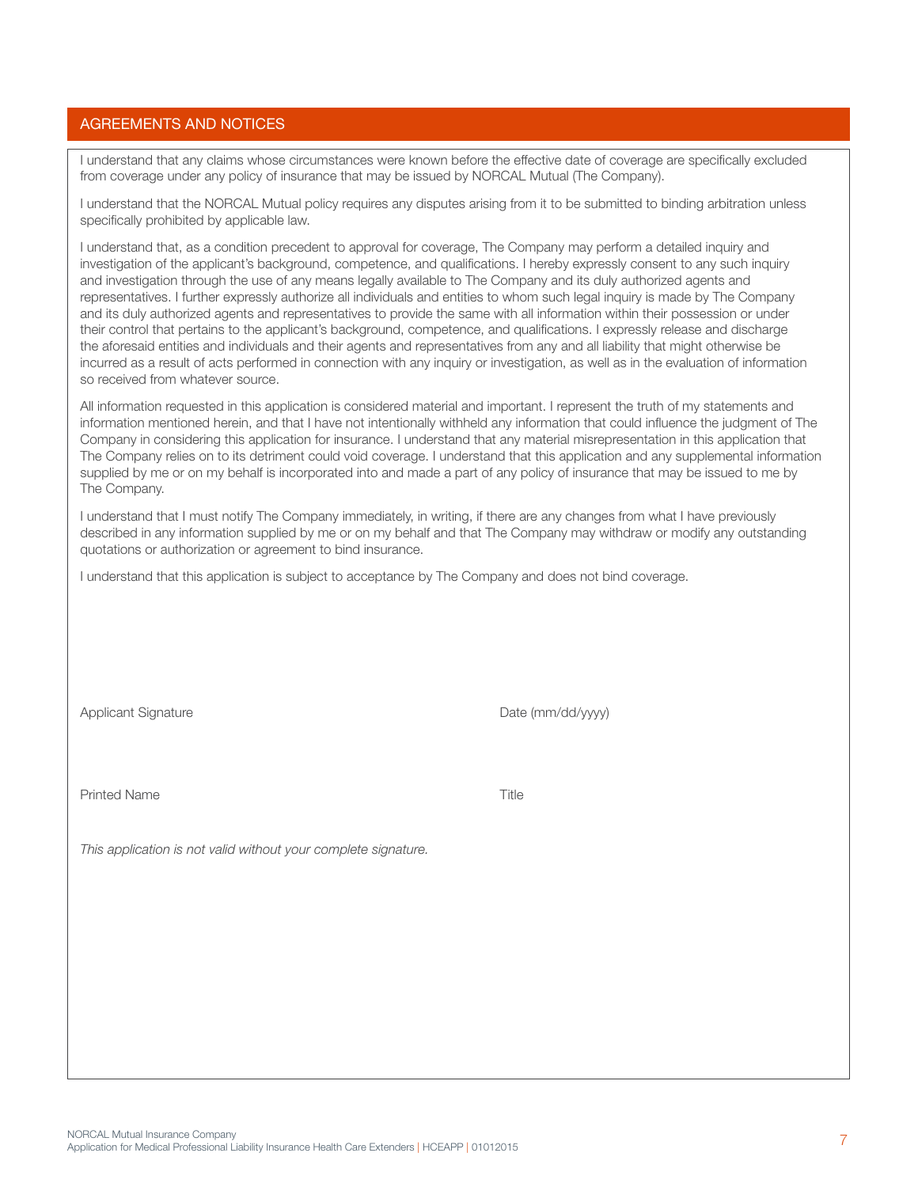## AGREEMENTS AND NOTICES

I understand that any claims whose circumstances were known before the effective date of coverage are specifically excluded from coverage under any policy of insurance that may be issued by NORCAL Mutual (The Company).

I understand that the NORCAL Mutual policy requires any disputes arising from it to be submitted to binding arbitration unless specifically prohibited by applicable law.

I understand that, as a condition precedent to approval for coverage, The Company may perform a detailed inquiry and investigation of the applicant's background, competence, and qualifications. I hereby expressly consent to any such inquiry and investigation through the use of any means legally available to The Company and its duly authorized agents and representatives. I further expressly authorize all individuals and entities to whom such legal inquiry is made by The Company and its duly authorized agents and representatives to provide the same with all information within their possession or under their control that pertains to the applicant's background, competence, and qualifications. I expressly release and discharge the aforesaid entities and individuals and their agents and representatives from any and all liability that might otherwise be incurred as a result of acts performed in connection with any inquiry or investigation, as well as in the evaluation of information so received from whatever source.

All information requested in this application is considered material and important. I represent the truth of my statements and information mentioned herein, and that I have not intentionally withheld any information that could influence the judgment of The Company in considering this application for insurance. I understand that any material misrepresentation in this application that The Company relies on to its detriment could void coverage. I understand that this application and any supplemental information supplied by me or on my behalf is incorporated into and made a part of any policy of insurance that may be issued to me by The Company.

I understand that I must notify The Company immediately, in writing, if there are any changes from what I have previously described in any information supplied by me or on my behalf and that The Company may withdraw or modify any outstanding quotations or authorization or agreement to bind insurance.

I understand that this application is subject to acceptance by The Company and does not bind coverage.

Applicant Signature　　　　　　　　　　　　　　　　Date (mm/dd/yyyy)

Printed Name　　　　　　　　　　　　　　　　　　　Title

*This application is not valid without your complete signature.*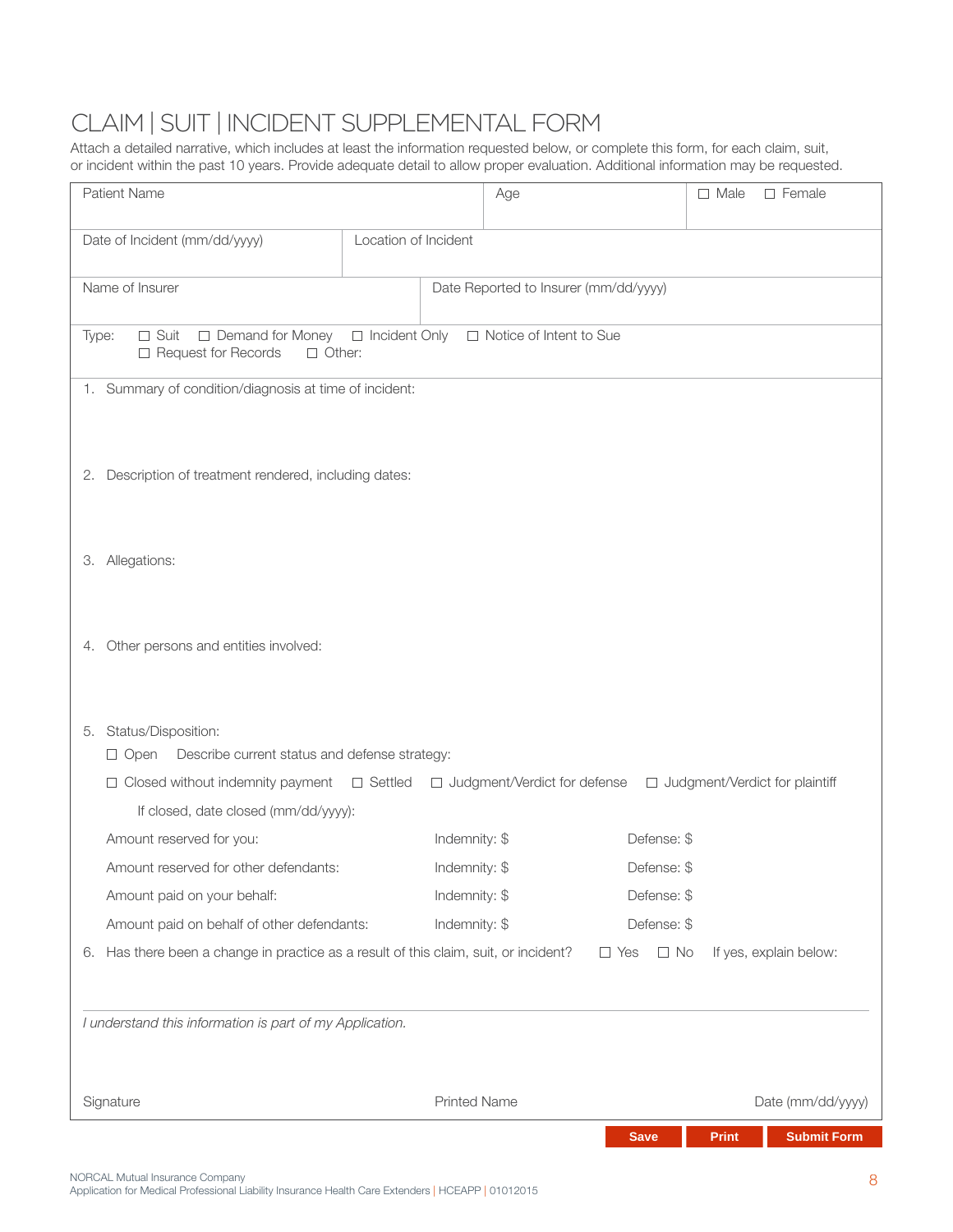# CLAIM | SUIT | INCIDENT SUPPLEMENTAL FORM

Attach a detailed narrative, which includes at least the information requested below, or complete this form, for each claim, suit, or incident within the past 10 years. Provide adequate detail to allow proper evaluation. Additional information may be requested.

| | | |
|---|---|---|
| Patient Name | Age | ☐ Male ☐ Female |

| | |
|---|---|
| Date of Incident (mm/dd/yyyy) | Location of Incident |
| Name of Insurer | Date Reported to Insurer (mm/dd/yyyy) |

Type: ☐ Suit ☐ Demand for Money ☐ Incident Only ☐ Notice of Intent to Sue ☐ Request for Records ☐ Other:

1. Summary of condition/diagnosis at time of incident:

2. Description of treatment rendered, including dates:

3. Allegations:

4. Other persons and entities involved:

5. Status/Disposition:

   ☐ Open Describe current status and defense strategy:

   ☐ Closed without indemnity payment ☐ Settled ☐ Judgment/Verdict for defense ☐ Judgment/Verdict for plaintiff

   If closed, date closed (mm/dd/yyyy):

   | | | |
   |---|---|---|
   | Amount reserved for you: | Indemnity: $ | Defense: $ |
   | Amount reserved for other defendants: | Indemnity: $ | Defense: $ |
   | Amount paid on your behalf: | Indemnity: $ | Defense: $ |
   | Amount paid on behalf of other defendants: | Indemnity: $ | Defense: $ |

6. Has there been a change in practice as a result of this claim, suit, or incident? ☐ Yes ☐ No If yes, explain below:

*I understand this information is part of my Application.*

Signature Printed Name Date (mm/dd/yyyy)

Save Print Submit Form

NORCAL Mutual Insurance Company
Application for Medical Professional Liability Insurance Health Care Extenders | HCEAPP | 01012015